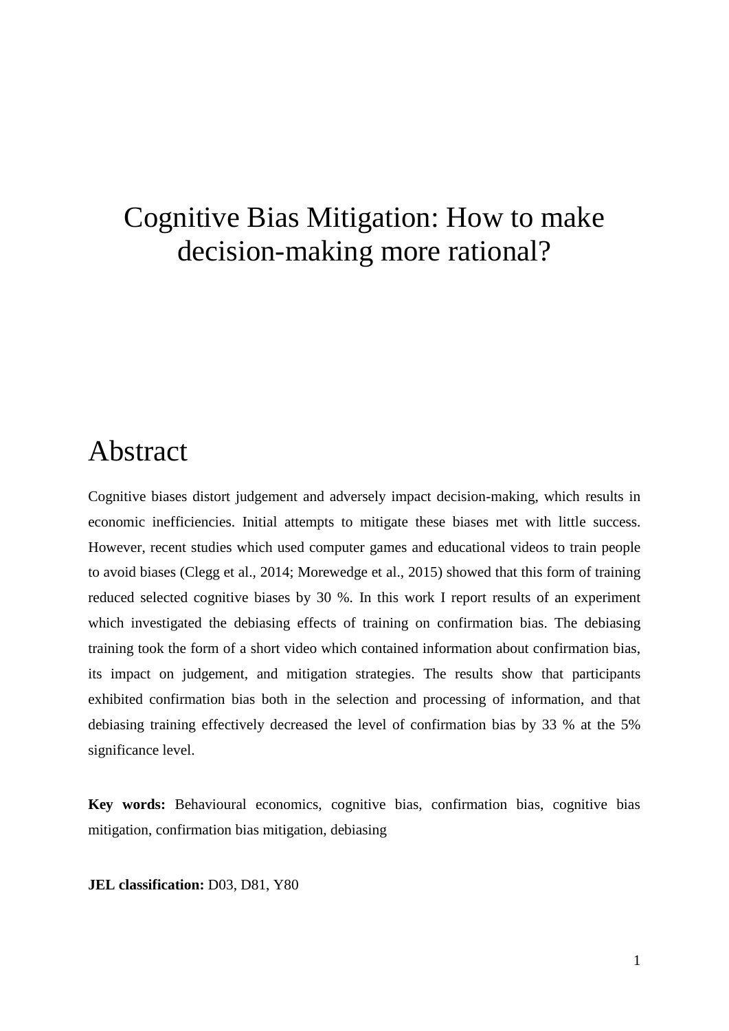# Cognitive Bias Mitigation: How to make decision-making more rational?

## Abstract

Cognitive biases distort judgement and adversely impact decision-making, which results in economic inefficiencies. Initial attempts to mitigate these biases met with little success. However, recent studies which used computer games and educational videos to train people to avoid biases (Clegg et al., 2014; Morewedge et al., 2015) showed that this form of training reduced selected cognitive biases by 30 %. In this work I report results of an experiment which investigated the debiasing effects of training on confirmation bias. The debiasing training took the form of a short video which contained information about confirmation bias, its impact on judgement, and mitigation strategies. The results show that participants exhibited confirmation bias both in the selection and processing of information, and that debiasing training effectively decreased the level of confirmation bias by 33 % at the 5% significance level.

**Key words:** Behavioural economics, cognitive bias, confirmation bias, cognitive bias mitigation, confirmation bias mitigation, debiasing

**JEL classification:** D03, D81, Y80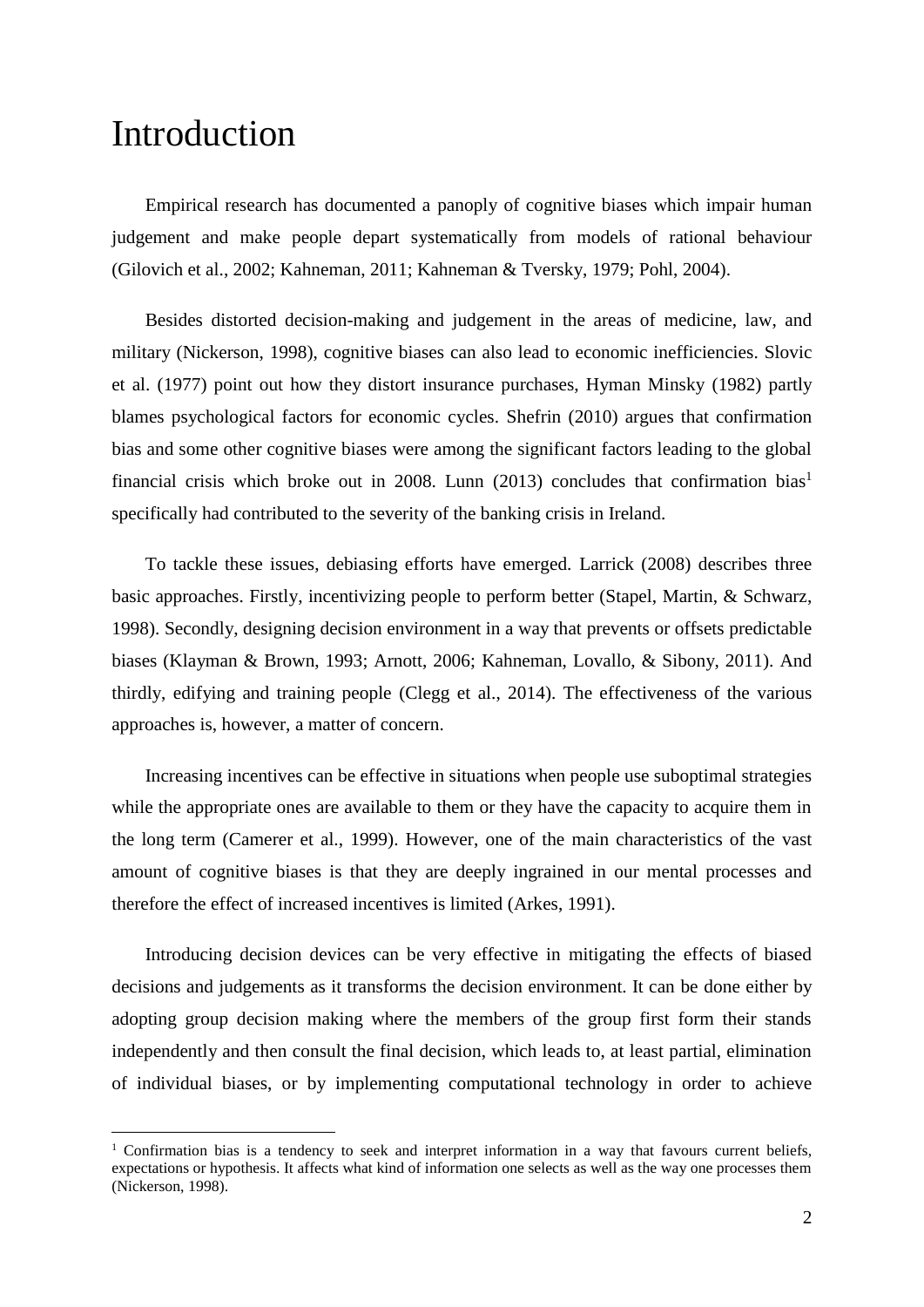# Introduction

Empirical research has documented a panoply of cognitive biases which impair human judgement and make people depart systematically from models of rational behaviour (Gilovich et al., 2002; Kahneman, 2011; Kahneman & Tversky, 1979; Pohl, 2004).

Besides distorted decision-making and judgement in the areas of medicine, law, and military (Nickerson, 1998), cognitive biases can also lead to economic inefficiencies. Slovic et al. (1977) point out how they distort insurance purchases, Hyman Minsky (1982) partly blames psychological factors for economic cycles. Shefrin (2010) argues that confirmation bias and some other cognitive biases were among the significant factors leading to the global financial crisis which broke out in 2008. Lunn (2013) concludes that confirmation bias[1] specifically had contributed to the severity of the banking crisis in Ireland.

To tackle these issues, debiasing efforts have emerged. Larrick (2008) describes three basic approaches. Firstly, incentivizing people to perform better (Stapel, Martin, & Schwarz, 1998). Secondly, designing decision environment in a way that prevents or offsets predictable biases (Klayman & Brown, 1993; Arnott, 2006; Kahneman, Lovallo, & Sibony, 2011). And thirdly, edifying and training people (Clegg et al., 2014). The effectiveness of the various approaches is, however, a matter of concern.

Increasing incentives can be effective in situations when people use suboptimal strategies while the appropriate ones are available to them or they have the capacity to acquire them in the long term (Camerer et al., 1999). However, one of the main characteristics of the vast amount of cognitive biases is that they are deeply ingrained in our mental processes and therefore the effect of increased incentives is limited (Arkes, 1991).

Introducing decision devices can be very effective in mitigating the effects of biased decisions and judgements as it transforms the decision environment. It can be done either by adopting group decision making where the members of the group first form their stands independently and then consult the final decision, which leads to, at least partial, elimination of individual biases, or by implementing computational technology in order to achieve

[1] Confirmation bias is a tendency to seek and interpret information in a way that favours current beliefs, expectations or hypothesis. It affects what kind of information one selects as well as the way one processes them (Nickerson, 1998).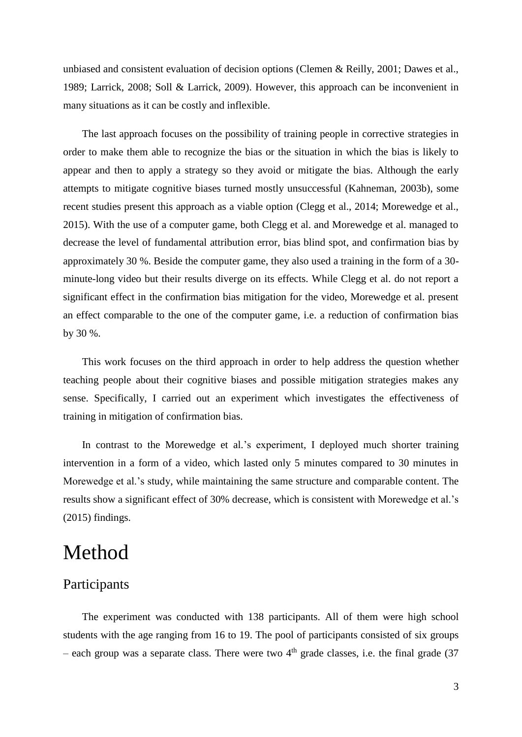unbiased and consistent evaluation of decision options (Clemen & Reilly, 2001; Dawes et al., 1989; Larrick, 2008; Soll & Larrick, 2009). However, this approach can be inconvenient in many situations as it can be costly and inflexible.

The last approach focuses on the possibility of training people in corrective strategies in order to make them able to recognize the bias or the situation in which the bias is likely to appear and then to apply a strategy so they avoid or mitigate the bias. Although the early attempts to mitigate cognitive biases turned mostly unsuccessful (Kahneman, 2003b), some recent studies present this approach as a viable option (Clegg et al., 2014; Morewedge et al., 2015). With the use of a computer game, both Clegg et al. and Morewedge et al. managed to decrease the level of fundamental attribution error, bias blind spot, and confirmation bias by approximately 30 %. Beside the computer game, they also used a training in the form of a 30-minute-long video but their results diverge on its effects. While Clegg et al. do not report a significant effect in the confirmation bias mitigation for the video, Morewedge et al. present an effect comparable to the one of the computer game, i.e. a reduction of confirmation bias by 30 %.

This work focuses on the third approach in order to help address the question whether teaching people about their cognitive biases and possible mitigation strategies makes any sense. Specifically, I carried out an experiment which investigates the effectiveness of training in mitigation of confirmation bias.

In contrast to the Morewedge et al.'s experiment, I deployed much shorter training intervention in a form of a video, which lasted only 5 minutes compared to 30 minutes in Morewedge et al.'s study, while maintaining the same structure and comparable content. The results show a significant effect of 30% decrease, which is consistent with Morewedge et al.'s (2015) findings.

# Method

## Participants

The experiment was conducted with 138 participants. All of them were high school students with the age ranging from 16 to 19. The pool of participants consisted of six groups – each group was a separate class. There were two 4th grade classes, i.e. the final grade (37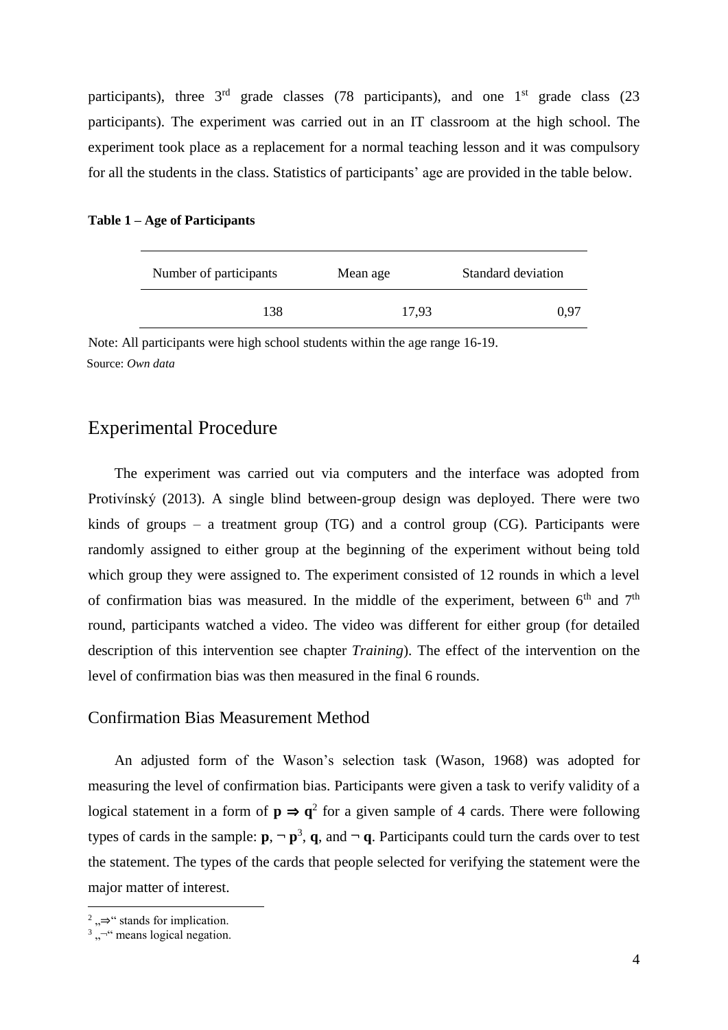participants), three 3rd grade classes (78 participants), and one 1st grade class (23 participants). The experiment was carried out in an IT classroom at the high school. The experiment took place as a replacement for a normal teaching lesson and it was compulsory for all the students in the class. Statistics of participants' age are provided in the table below.

**Table 1 – Age of Participants**

| Number of participants | Mean age | Standard deviation |
|---|---|---|
| 138 | 17,93 | 0,97 |

Note: All participants were high school students within the age range 16-19.
Source: *Own data*

## Experimental Procedure

The experiment was carried out via computers and the interface was adopted from Protivínský (2013). A single blind between-group design was deployed. There were two kinds of groups – a treatment group (TG) and a control group (CG). Participants were randomly assigned to either group at the beginning of the experiment without being told which group they were assigned to. The experiment consisted of 12 rounds in which a level of confirmation bias was measured. In the middle of the experiment, between 6th and 7th round, participants watched a video. The video was different for either group (for detailed description of this intervention see chapter *Training*). The effect of the intervention on the level of confirmation bias was then measured in the final 6 rounds.

### Confirmation Bias Measurement Method

An adjusted form of the Wason's selection task (Wason, 1968) was adopted for measuring the level of confirmation bias. Participants were given a task to verify validity of a logical statement in a form of $\mathbf{p} \Rightarrow \mathbf{q}$[2] for a given sample of 4 cards. There were following types of cards in the sample: $\mathbf{p}$, $\neg \mathbf{p}$[3], $\mathbf{q}$, and $\neg \mathbf{q}$. Participants could turn the cards over to test the statement. The types of the cards that people selected for verifying the statement were the major matter of interest.

[2] „⇒" stands for implication.
[3] „¬" means logical negation.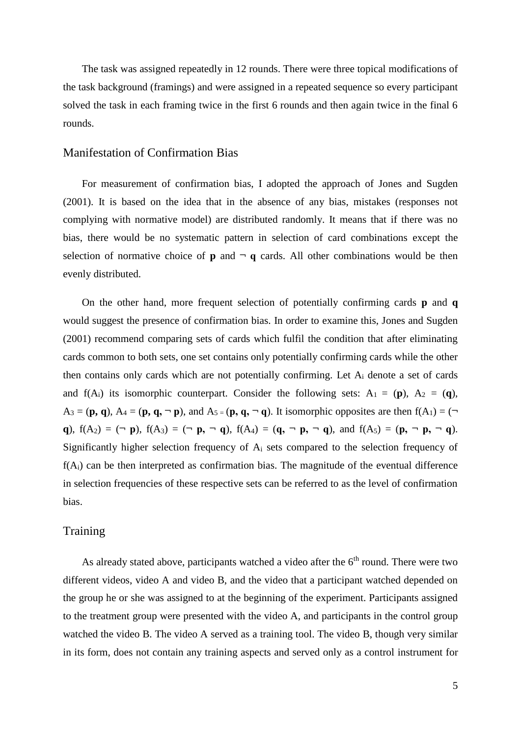The task was assigned repeatedly in 12 rounds. There were three topical modifications of the task background (framings) and were assigned in a repeated sequence so every participant solved the task in each framing twice in the first 6 rounds and then again twice in the final 6 rounds.

## Manifestation of Confirmation Bias

For measurement of confirmation bias, I adopted the approach of Jones and Sugden (2001). It is based on the idea that in the absence of any bias, mistakes (responses not complying with normative model) are distributed randomly. It means that if there was no bias, there would be no systematic pattern in selection of card combinations except the selection of normative choice of **p** and **¬ q** cards. All other combinations would be then evenly distributed.

On the other hand, more frequent selection of potentially confirming cards **p** and **q** would suggest the presence of confirmation bias. In order to examine this, Jones and Sugden (2001) recommend comparing sets of cards which fulfil the condition that after eliminating cards common to both sets, one set contains only potentially confirming cards while the other then contains only cards which are not potentially confirming. Let $A_i$ denote a set of cards and $f(A_i)$ its isomorphic counterpart. Consider the following sets: $A_1 = (\mathbf{p})$, $A_2 = (\mathbf{q})$, $A_3 = (\mathbf{p, q})$, $A_4 = (\mathbf{p, q, \neg p})$, and $A_5 = (\mathbf{p, q, \neg q})$. It isomorphic opposites are then $f(A_1) = (\mathbf{\neg q})$, $f(A_2) = (\mathbf{\neg p})$, $f(A_3) = (\mathbf{\neg p, \neg q})$, $f(A_4) = (\mathbf{q, \neg p, \neg q})$, and $f(A_5) = (\mathbf{p, \neg p, \neg q})$. Significantly higher selection frequency of $A_i$ sets compared to the selection frequency of $f(A_i)$ can be then interpreted as confirmation bias. The magnitude of the eventual difference in selection frequencies of these respective sets can be referred to as the level of confirmation bias.

## Training

As already stated above, participants watched a video after the 6th round. There were two different videos, video A and video B, and the video that a participant watched depended on the group he or she was assigned to at the beginning of the experiment. Participants assigned to the treatment group were presented with the video A, and participants in the control group watched the video B. The video A served as a training tool. The video B, though very similar in its form, does not contain any training aspects and served only as a control instrument for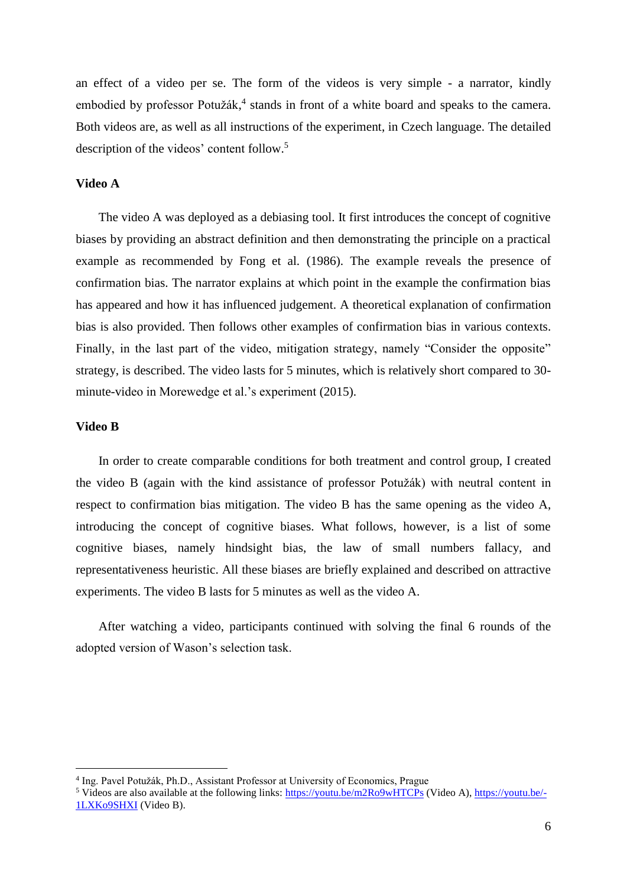an effect of a video per se. The form of the videos is very simple - a narrator, kindly embodied by professor Potužák,[4] stands in front of a white board and speaks to the camera. Both videos are, as well as all instructions of the experiment, in Czech language. The detailed description of the videos' content follow.[5]

### Video A

The video A was deployed as a debiasing tool. It first introduces the concept of cognitive biases by providing an abstract definition and then demonstrating the principle on a practical example as recommended by Fong et al. (1986). The example reveals the presence of confirmation bias. The narrator explains at which point in the example the confirmation bias has appeared and how it has influenced judgement. A theoretical explanation of confirmation bias is also provided. Then follows other examples of confirmation bias in various contexts. Finally, in the last part of the video, mitigation strategy, namely "Consider the opposite" strategy, is described. The video lasts for 5 minutes, which is relatively short compared to 30-minute-video in Morewedge et al.'s experiment (2015).

### Video B

In order to create comparable conditions for both treatment and control group, I created the video B (again with the kind assistance of professor Potužák) with neutral content in respect to confirmation bias mitigation. The video B has the same opening as the video A, introducing the concept of cognitive biases. What follows, however, is a list of some cognitive biases, namely hindsight bias, the law of small numbers fallacy, and representativeness heuristic. All these biases are briefly explained and described on attractive experiments. The video B lasts for 5 minutes as well as the video A.

After watching a video, participants continued with solving the final 6 rounds of the adopted version of Wason's selection task.

---

[4] Ing. Pavel Potužák, Ph.D., Assistant Professor at University of Economics, Prague

[5] Videos are also available at the following links: https://youtu.be/m2Ro9wHTCPs (Video A), https://youtu.be/-1LXKo9SHXI (Video B).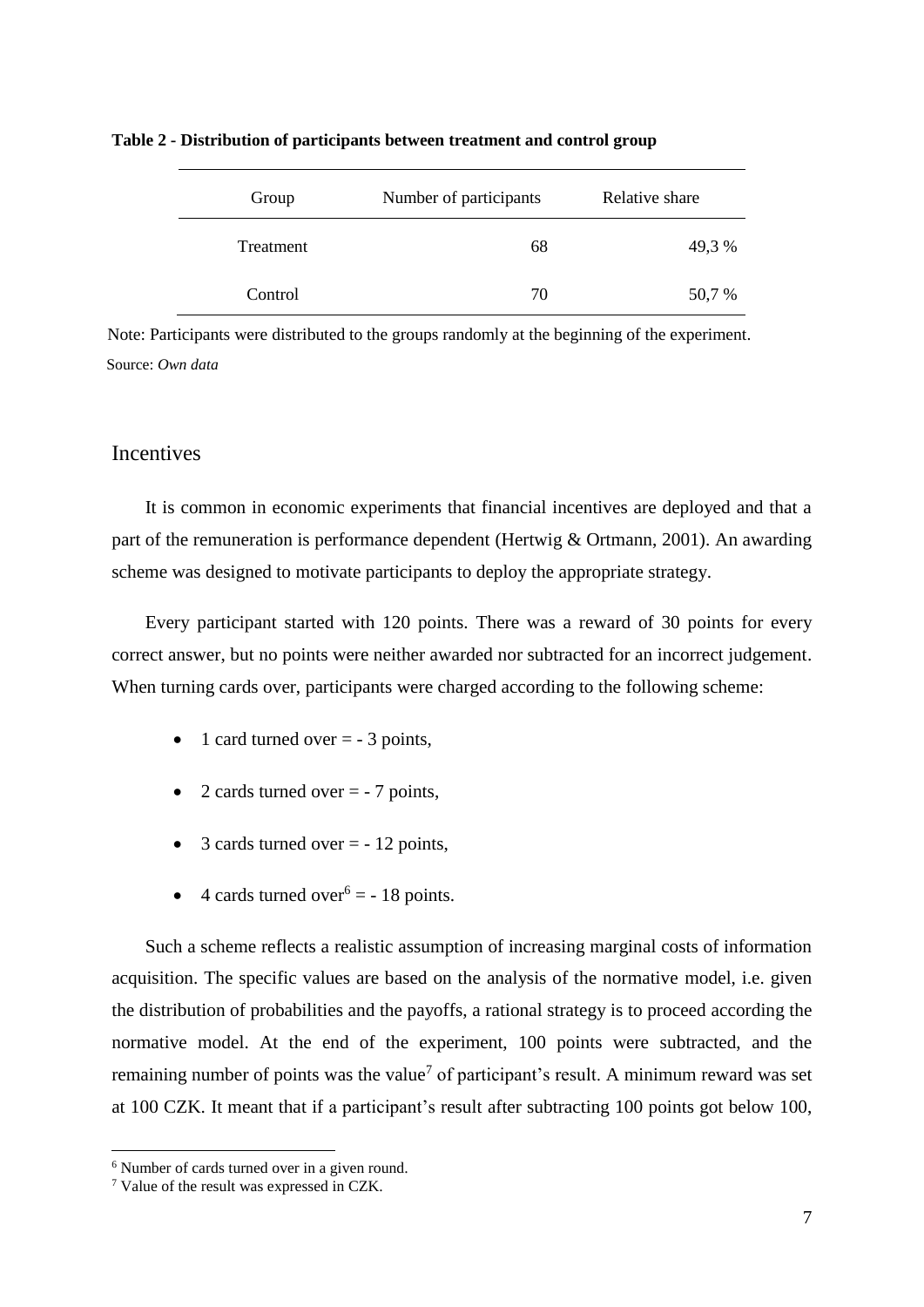**Table 2 - Distribution of participants between treatment and control group**

| Group | Number of participants | Relative share |
|---|---|---|
| Treatment | 68 | 49,3 % |
| Control | 70 | 50,7 % |

Note: Participants were distributed to the groups randomly at the beginning of the experiment.
Source: *Own data*

## Incentives

It is common in economic experiments that financial incentives are deployed and that a part of the remuneration is performance dependent (Hertwig & Ortmann, 2001). An awarding scheme was designed to motivate participants to deploy the appropriate strategy.

Every participant started with 120 points. There was a reward of 30 points for every correct answer, but no points were neither awarded nor subtracted for an incorrect judgement. When turning cards over, participants were charged according to the following scheme:

- 1 card turned over = - 3 points,
- 2 cards turned over = - 7 points,
- 3 cards turned over = - 12 points,
- 4 cards turned over[6] = - 18 points.

Such a scheme reflects a realistic assumption of increasing marginal costs of information acquisition. The specific values are based on the analysis of the normative model, i.e. given the distribution of probabilities and the payoffs, a rational strategy is to proceed according the normative model. At the end of the experiment, 100 points were subtracted, and the remaining number of points was the value[7] of participant's result. A minimum reward was set at 100 CZK. It meant that if a participant's result after subtracting 100 points got below 100,

[6] Number of cards turned over in a given round.

[7] Value of the result was expressed in CZK.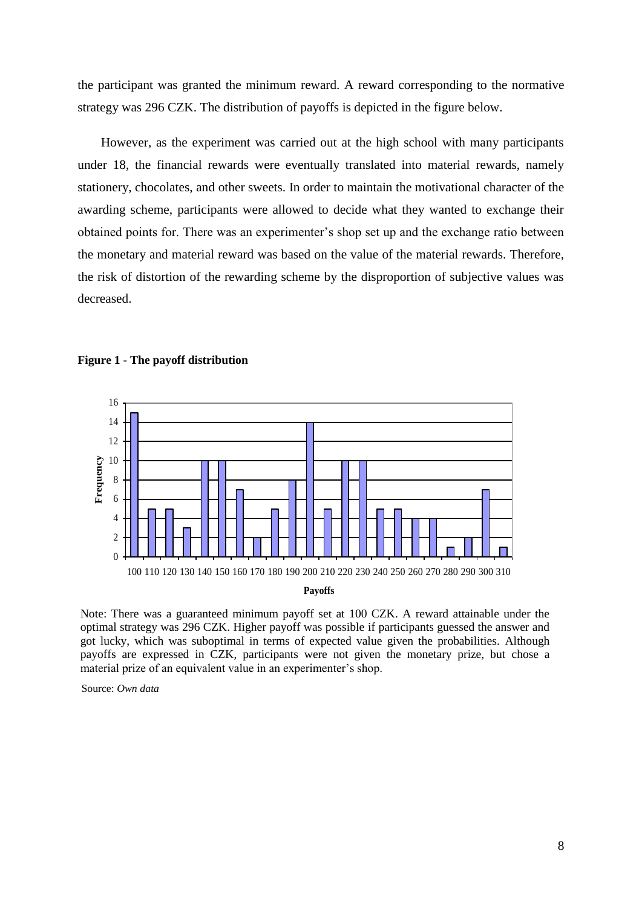the participant was granted the minimum reward. A reward corresponding to the normative strategy was 296 CZK. The distribution of payoffs is depicted in the figure below.

However, as the experiment was carried out at the high school with many participants under 18, the financial rewards were eventually translated into material rewards, namely stationery, chocolates, and other sweets. In order to maintain the motivational character of the awarding scheme, participants were allowed to decide what they wanted to exchange their obtained points for. There was an experimenter's shop set up and the exchange ratio between the monetary and material reward was based on the value of the material rewards. Therefore, the risk of distortion of the rewarding scheme by the disproportion of subjective values was decreased.

**Figure 1 - The payoff distribution**

| Payoffs | 100 | 110 | 120 | 130 | 140 | 150 | 160 | 170 | 180 | 190 | 200 | 210 | 220 | 230 | 240 | 250 | 260 | 270 | 280 | 290 | 300 | 310 |
|---|---|---|---|---|---|---|---|---|---|---|---|---|---|---|---|---|---|---|---|---|---|---|
| Frequency | 15 | 5 | 5 | 3 | 10 | 10 | 7 | 2 | 5 | 8 | 14 | 5 | 10 | 10 | 5 | 5 | 4 | 4 | 1 | 2 | 7 | 1 |

Note: There was a guaranteed minimum payoff set at 100 CZK. A reward attainable under the optimal strategy was 296 CZK. Higher payoff was possible if participants guessed the answer and got lucky, which was suboptimal in terms of expected value given the probabilities. Although payoffs are expressed in CZK, participants were not given the monetary prize, but chose a material prize of an equivalent value in an experimenter's shop.

Source: *Own data*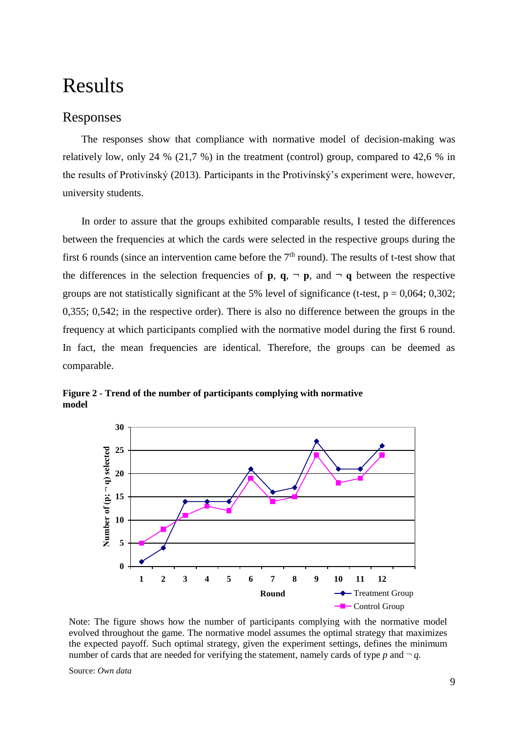# Results

## Responses

The responses show that compliance with normative model of decision-making was relatively low, only 24 % (21,7 %) in the treatment (control) group, compared to 42,6 % in the results of Protivínský (2013). Participants in the Protivínský's experiment were, however, university students.

In order to assure that the groups exhibited comparable results, I tested the differences between the frequencies at which the cards were selected in the respective groups during the first 6 rounds (since an intervention came before the 7th round). The results of t-test show that the differences in the selection frequencies of **p**, **q**, ¬ **p**, and ¬ **q** between the respective groups are not statistically significant at the 5% level of significance (t-test, p = 0,064; 0,302; 0,355; 0,542; in the respective order). There is also no difference between the groups in the frequency at which participants complied with the normative model during the first 6 round. In fact, the mean frequencies are identical. Therefore, the groups can be deemed as comparable.

**Figure 2 - Trend of the number of participants complying with normative model**

Note: The figure shows how the number of participants complying with the normative model evolved throughout the game. The normative model assumes the optimal strategy that maximizes the expected payoff. Such optimal strategy, given the experiment settings, defines the minimum number of cards that are needed for verifying the statement, namely cards of type *p* and ¬ *q*.

Source: *Own data*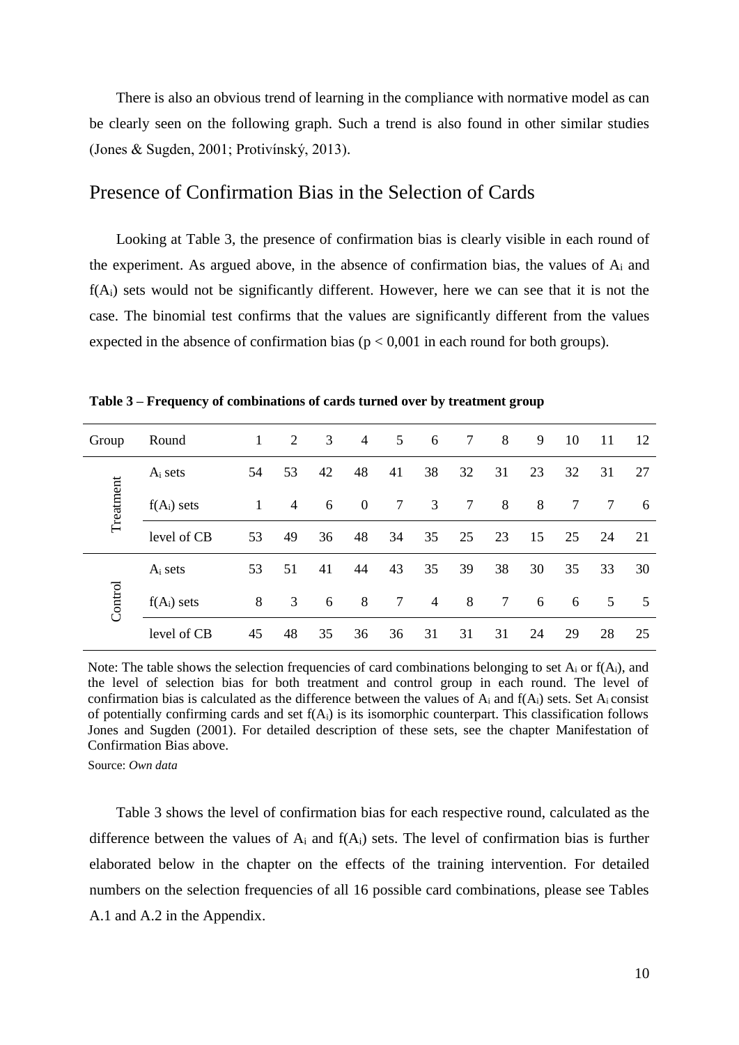There is also an obvious trend of learning in the compliance with normative model as can be clearly seen on the following graph. Such a trend is also found in other similar studies (Jones & Sugden, 2001; Protivínský, 2013).

## Presence of Confirmation Bias in the Selection of Cards

Looking at Table 3, the presence of confirmation bias is clearly visible in each round of the experiment. As argued above, in the absence of confirmation bias, the values of $A_i$ and $f(A_i)$ sets would not be significantly different. However, here we can see that it is not the case. The binomial test confirms that the values are significantly different from the values expected in the absence of confirmation bias ($p < 0{,}001$ in each round for both groups).

**Table 3 – Frequency of combinations of cards turned over by treatment group**

| Group | Round | 1 | 2 | 3 | 4 | 5 | 6 | 7 | 8 | 9 | 10 | 11 | 12 |
|---|---|---|---|---|---|---|---|---|---|---|---|---|---|
| Treatment | $A_i$ sets | 54 | 53 | 42 | 48 | 41 | 38 | 32 | 31 | 23 | 32 | 31 | 27 |
| | $f(A_i)$ sets | 1 | 4 | 6 | 0 | 7 | 3 | 7 | 8 | 8 | 7 | 7 | 6 |
| | level of CB | 53 | 49 | 36 | 48 | 34 | 35 | 25 | 23 | 15 | 25 | 24 | 21 |
| Control | $A_i$ sets | 53 | 51 | 41 | 44 | 43 | 35 | 39 | 38 | 30 | 35 | 33 | 30 |
| | $f(A_i)$ sets | 8 | 3 | 6 | 8 | 7 | 4 | 8 | 7 | 6 | 6 | 5 | 5 |
| | level of CB | 45 | 48 | 35 | 36 | 36 | 31 | 31 | 31 | 24 | 29 | 28 | 25 |

Note: The table shows the selection frequencies of card combinations belonging to set $A_i$ or $f(A_i)$, and the level of selection bias for both treatment and control group in each round. The level of confirmation bias is calculated as the difference between the values of $A_i$ and $f(A_i)$ sets. Set $A_i$ consist of potentially confirming cards and set $f(A_i)$ is its isomorphic counterpart. This classification follows Jones and Sugden (2001). For detailed description of these sets, see the chapter Manifestation of Confirmation Bias above.

Source: *Own data*

Table 3 shows the level of confirmation bias for each respective round, calculated as the difference between the values of $A_i$ and $f(A_i)$ sets. The level of confirmation bias is further elaborated below in the chapter on the effects of the training intervention. For detailed numbers on the selection frequencies of all 16 possible card combinations, please see Tables A.1 and A.2 in the Appendix.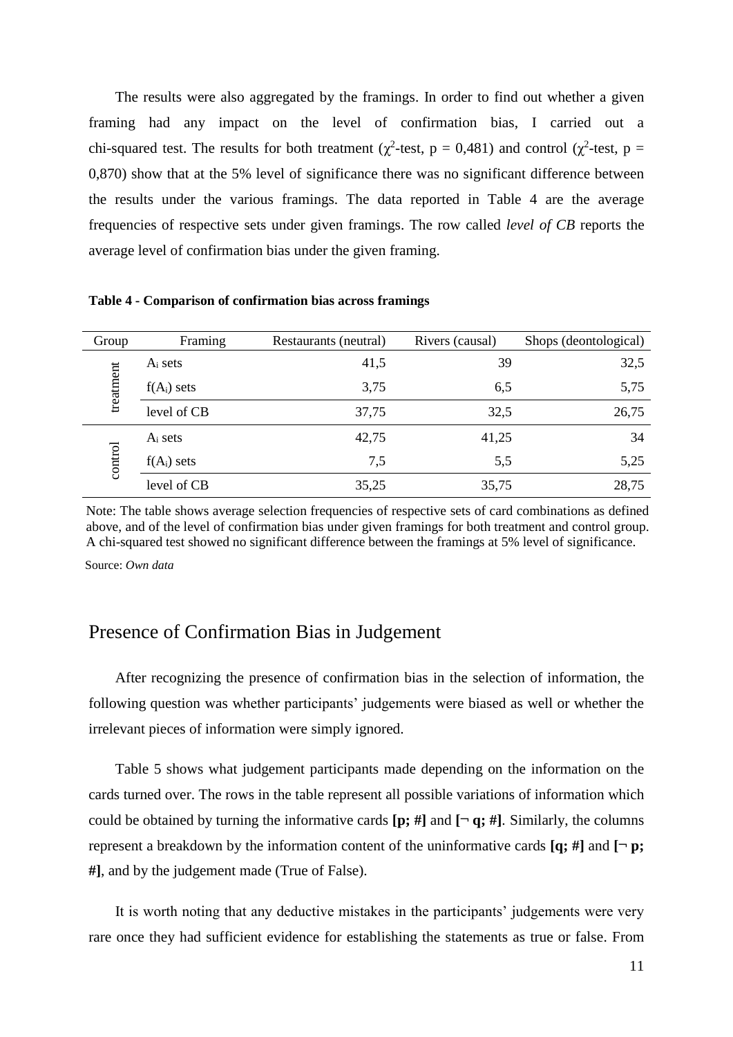The results were also aggregated by the framings. In order to find out whether a given framing had any impact on the level of confirmation bias, I carried out a chi-squared test. The results for both treatment ($\chi^2$-test, p = 0,481) and control ($\chi^2$-test, p = 0,870) show that at the 5% level of significance there was no significant difference between the results under the various framings. The data reported in Table 4 are the average frequencies of respective sets under given framings. The row called *level of CB* reports the average level of confirmation bias under the given framing.

**Table 4 - Comparison of confirmation bias across framings**

| Group | Framing | Restaurants (neutral) | Rivers (causal) | Shops (deontological) |
|---|---|---|---|---|
| treatment | $A_i$ sets | 41,5 | 39 | 32,5 |
| | $f(A_i)$ sets | 3,75 | 6,5 | 5,75 |
| | level of CB | 37,75 | 32,5 | 26,75 |
| control | $A_i$ sets | 42,75 | 41,25 | 34 |
| | $f(A_i)$ sets | 7,5 | 5,5 | 5,25 |
| | level of CB | 35,25 | 35,75 | 28,75 |

Note: The table shows average selection frequencies of respective sets of card combinations as defined above, and of the level of confirmation bias under given framings for both treatment and control group. A chi-squared test showed no significant difference between the framings at 5% level of significance.

Source: *Own data*

## Presence of Confirmation Bias in Judgement

After recognizing the presence of confirmation bias in the selection of information, the following question was whether participants' judgements were biased as well or whether the irrelevant pieces of information were simply ignored.

Table 5 shows what judgement participants made depending on the information on the cards turned over. The rows in the table represent all possible variations of information which could be obtained by turning the informative cards **[p; #]** and **[¬ q; #]**. Similarly, the columns represent a breakdown by the information content of the uninformative cards **[q; #]** and **[¬ p; #]**, and by the judgement made (True of False).

It is worth noting that any deductive mistakes in the participants' judgements were very rare once they had sufficient evidence for establishing the statements as true or false. From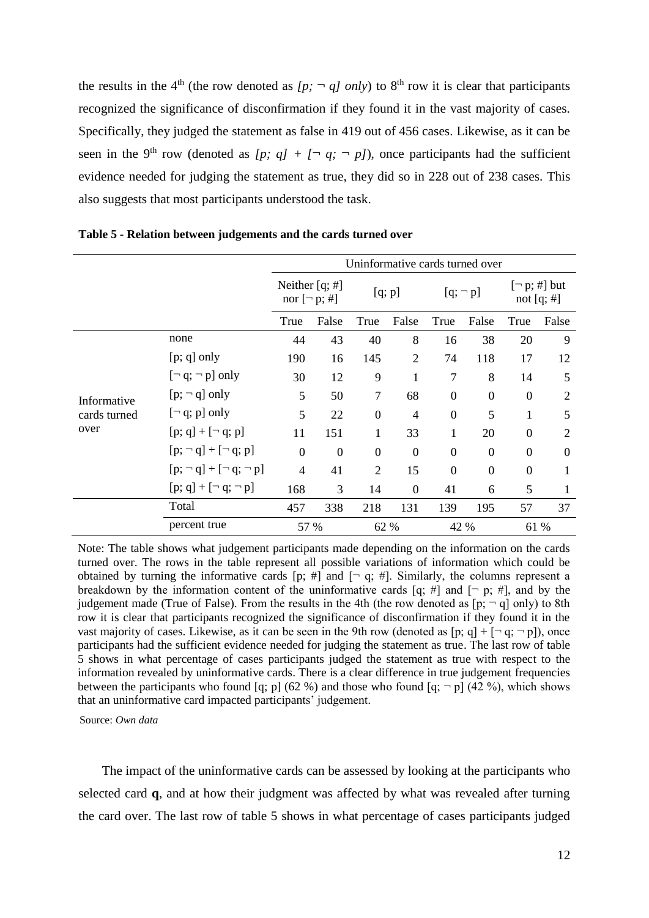the results in the 4th (the row denoted as *[p; ¬ q] only*) to 8th row it is clear that participants recognized the significance of disconfirmation if they found it in the vast majority of cases. Specifically, they judged the statement as false in 419 out of 456 cases. Likewise, as it can be seen in the 9th row (denoted as *[p; q] + [¬ q; ¬ p]*), once participants had the sufficient evidence needed for judging the statement as true, they did so in 228 out of 238 cases. This also suggests that most participants understood the task.

**Table 5 - Relation between judgements and the cards turned over**

| | | Uninformative cards turned over | | | | | | | |
|---|---|---|---|---|---|---|---|---|---|
| | | Neither [q; #] nor [¬ p; #] | | [q; p] | | [q; ¬ p] | | [¬ p; #] but not [q; #] | |
| | | True | False | True | False | True | False | True | False |
| Informative cards turned over | none | 44 | 43 | 40 | 8 | 16 | 38 | 20 | 9 |
| | [p; q] only | 190 | 16 | 145 | 2 | 74 | 118 | 17 | 12 |
| | [¬ q; ¬ p] only | 30 | 12 | 9 | 1 | 7 | 8 | 14 | 5 |
| | [p; ¬ q] only | 5 | 50 | 7 | 68 | 0 | 0 | 0 | 2 |
| | [¬ q; p] only | 5 | 22 | 0 | 4 | 0 | 5 | 1 | 5 |
| | [p; q] + [¬ q; p] | 11 | 151 | 1 | 33 | 1 | 20 | 0 | 2 |
| | [p; ¬ q] + [¬ q; p] | 0 | 0 | 0 | 0 | 0 | 0 | 0 | 0 |
| | [p; ¬ q] + [¬ q; ¬ p] | 4 | 41 | 2 | 15 | 0 | 0 | 0 | 1 |
| | [p; q] + [¬ q; ¬ p] | 168 | 3 | 14 | 0 | 41 | 6 | 5 | 1 |
| | Total | 457 | 338 | 218 | 131 | 139 | 195 | 57 | 37 |
| | percent true | 57 % | | 62 % | | 42 % | | 61 % | |

Note: The table shows what judgement participants made depending on the information on the cards turned over. The rows in the table represent all possible variations of information which could be obtained by turning the informative cards [p; #] and [¬ q; #]. Similarly, the columns represent a breakdown by the information content of the uninformative cards [q; #] and [¬ p; #], and by the judgement made (True of False). From the results in the 4th (the row denoted as [p; ¬ q] only) to 8th row it is clear that participants recognized the significance of disconfirmation if they found it in the vast majority of cases. Likewise, as it can be seen in the 9th row (denoted as [p; q] + [¬ q; ¬ p]), once participants had the sufficient evidence needed for judging the statement as true. The last row of table 5 shows in what percentage of cases participants judged the statement as true with respect to the information revealed by uninformative cards. There is a clear difference in true judgement frequencies between the participants who found [q; p] (62 %) and those who found [q; ¬ p] (42 %), which shows that an uninformative card impacted participants' judgement.

Source: *Own data*

The impact of the uninformative cards can be assessed by looking at the participants who selected card **q**, and at how their judgment was affected by what was revealed after turning the card over. The last row of table 5 shows in what percentage of cases participants judged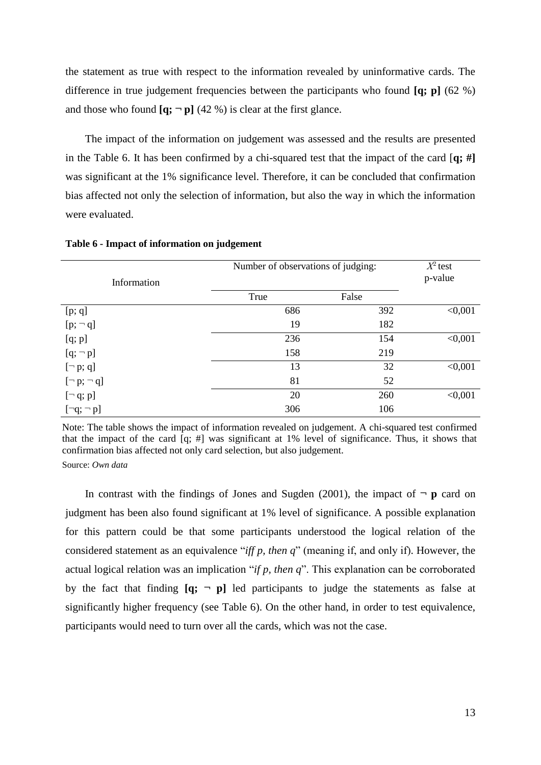the statement as true with respect to the information revealed by uninformative cards. The difference in true judgement frequencies between the participants who found **[q; p]** (62 %) and those who found **[q; ¬ p]** (42 %) is clear at the first glance.

The impact of the information on judgement was assessed and the results are presented in the Table 6. It has been confirmed by a chi-squared test that the impact of the card [**q; #]** was significant at the 1% significance level. Therefore, it can be concluded that confirmation bias affected not only the selection of information, but also the way in which the information were evaluated.

**Table 6 - Impact of information on judgement**

| Information | Number of observations of judging: | | $X^2$ test p-value |
|---|---|---|---|
| | True | False | |
| [p; q] | 686 | 392 | <0,001 |
| [p; ¬ q] | 19 | 182 | |
| [q; p] | 236 | 154 | <0,001 |
| [q; ¬ p] | 158 | 219 | |
| [¬ p; q] | 13 | 32 | <0,001 |
| [¬ p; ¬ q] | 81 | 52 | |
| [¬ q; p] | 20 | 260 | <0,001 |
| [¬q; ¬ p] | 306 | 106 | |

Note: The table shows the impact of information revealed on judgement. A chi-squared test confirmed that the impact of the card [q; #] was significant at 1% level of significance. Thus, it shows that confirmation bias affected not only card selection, but also judgement.

Source: *Own data*

In contrast with the findings of Jones and Sugden (2001), the impact of **¬ p** card on judgment has been also found significant at 1% level of significance. A possible explanation for this pattern could be that some participants understood the logical relation of the considered statement as an equivalence "*iff p, then q*" (meaning if, and only if). However, the actual logical relation was an implication "*if p, then q*". This explanation can be corroborated by the fact that finding **[q; ¬ p]** led participants to judge the statements as false at significantly higher frequency (see Table 6). On the other hand, in order to test equivalence, participants would need to turn over all the cards, which was not the case.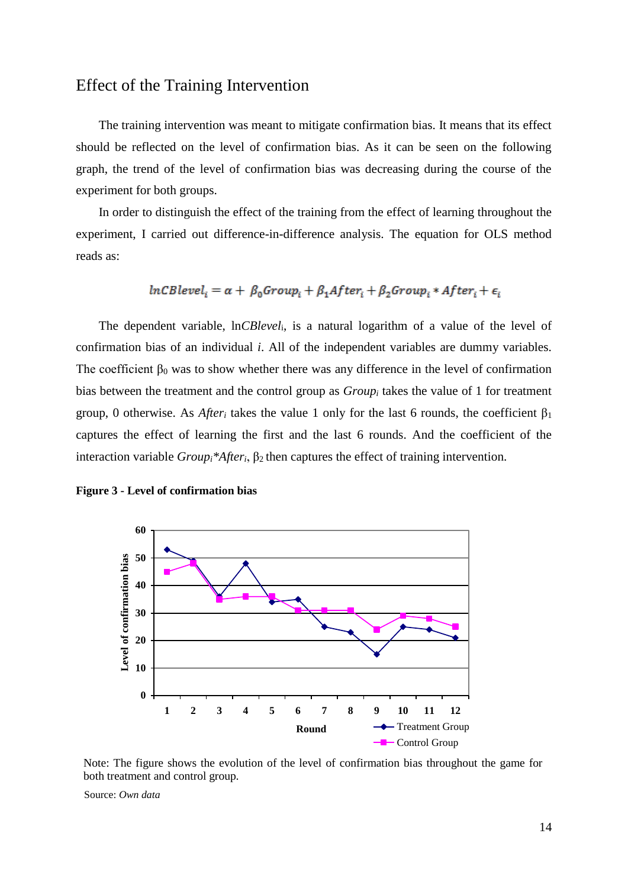## Effect of the Training Intervention

The training intervention was meant to mitigate confirmation bias. It means that its effect should be reflected on the level of confirmation bias. As it can be seen on the following graph, the trend of the level of confirmation bias was decreasing during the course of the experiment for both groups.

In order to distinguish the effect of the training from the effect of learning throughout the experiment, I carried out difference-in-difference analysis. The equation for OLS method reads as:

$$lnCBlevel_i = \alpha + \beta_0 Group_i + \beta_1 After_i + \beta_2 Group_i * After_i + \epsilon_i$$

The dependent variable, ln*CBlevel*$_i$, is a natural logarithm of a value of the level of confirmation bias of an individual *i*. All of the independent variables are dummy variables. The coefficient $\beta_0$ was to show whether there was any difference in the level of confirmation bias between the treatment and the control group as $Group_i$ takes the value of 1 for treatment group, 0 otherwise. As $After_i$ takes the value 1 only for the last 6 rounds, the coefficient $\beta_1$ captures the effect of learning the first and the last 6 rounds. And the coefficient of the interaction variable $Group_i*After_i$, $\beta_2$ then captures the effect of training intervention.

**Figure 3 - Level of confirmation bias**

Note: The figure shows the evolution of the level of confirmation bias throughout the game for both treatment and control group.

Source: *Own data*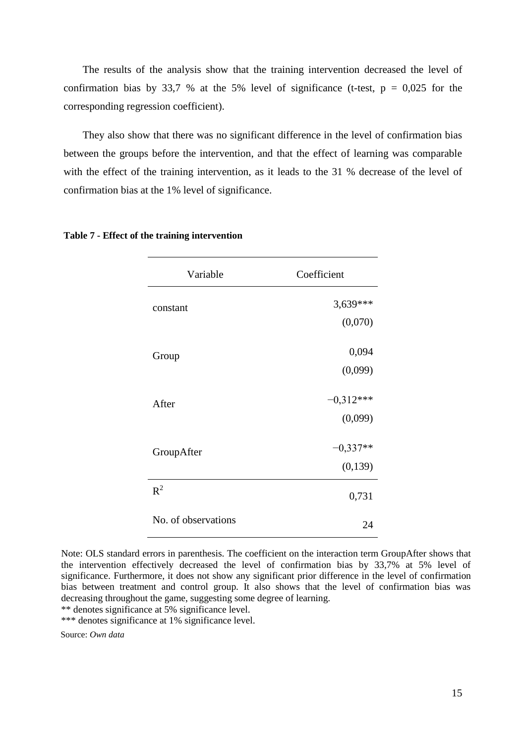The results of the analysis show that the training intervention decreased the level of confirmation bias by 33,7 % at the 5% level of significance (t-test, $p = 0{,}025$ for the corresponding regression coefficient).

They also show that there was no significant difference in the level of confirmation bias between the groups before the intervention, and that the effect of learning was comparable with the effect of the training intervention, as it leads to the 31 % decrease of the level of confirmation bias at the 1% level of significance.

**Table 7 - Effect of the training intervention**

| Variable | Coefficient |
|---|---|
| constant | 3,639*** |
| | (0,070) |
| Group | 0,094 |
| | (0,099) |
| After | −0,312*** |
| | (0,099) |
| GroupAfter | −0,337** |
| | (0,139) |
| $R^2$ | 0,731 |
| No. of observations | 24 |

Note: OLS standard errors in parenthesis. The coefficient on the interaction term GroupAfter shows that the intervention effectively decreased the level of confirmation bias by 33,7% at 5% level of significance. Furthermore, it does not show any significant prior difference in the level of confirmation bias between treatment and control group. It also shows that the level of confirmation bias was decreasing throughout the game, suggesting some degree of learning.

** denotes significance at 5% significance level.

*** denotes significance at 1% significance level.

Source: *Own data*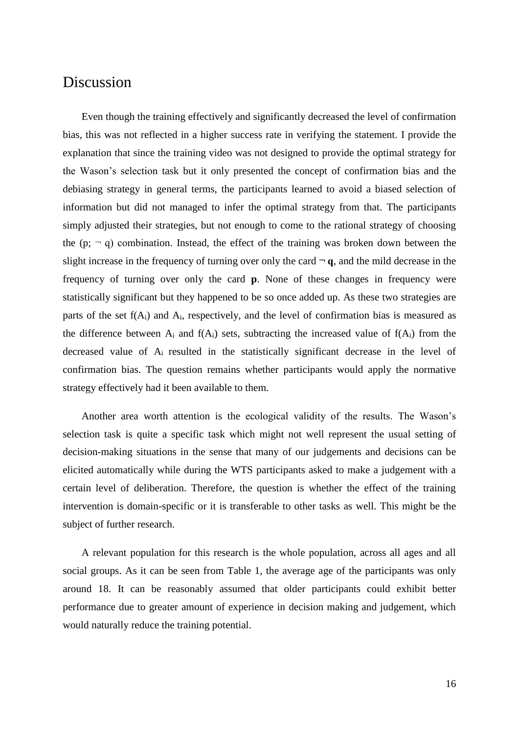# Discussion

Even though the training effectively and significantly decreased the level of confirmation bias, this was not reflected in a higher success rate in verifying the statement. I provide the explanation that since the training video was not designed to provide the optimal strategy for the Wason's selection task but it only presented the concept of confirmation bias and the debiasing strategy in general terms, the participants learned to avoid a biased selection of information but did not managed to infer the optimal strategy from that. The participants simply adjusted their strategies, but not enough to come to the rational strategy of choosing the (p; ¬ q) combination. Instead, the effect of the training was broken down between the slight increase in the frequency of turning over only the card **¬ q**, and the mild decrease in the frequency of turning over only the card **p**. None of these changes in frequency were statistically significant but they happened to be so once added up. As these two strategies are parts of the set $f(A_i)$ and $A_i$, respectively, and the level of confirmation bias is measured as the difference between $A_i$ and $f(A_i)$ sets, subtracting the increased value of $f(A_i)$ from the decreased value of $A_i$ resulted in the statistically significant decrease in the level of confirmation bias. The question remains whether participants would apply the normative strategy effectively had it been available to them.

Another area worth attention is the ecological validity of the results. The Wason's selection task is quite a specific task which might not well represent the usual setting of decision-making situations in the sense that many of our judgements and decisions can be elicited automatically while during the WTS participants asked to make a judgement with a certain level of deliberation. Therefore, the question is whether the effect of the training intervention is domain-specific or it is transferable to other tasks as well. This might be the subject of further research.

A relevant population for this research is the whole population, across all ages and all social groups. As it can be seen from Table 1, the average age of the participants was only around 18. It can be reasonably assumed that older participants could exhibit better performance due to greater amount of experience in decision making and judgement, which would naturally reduce the training potential.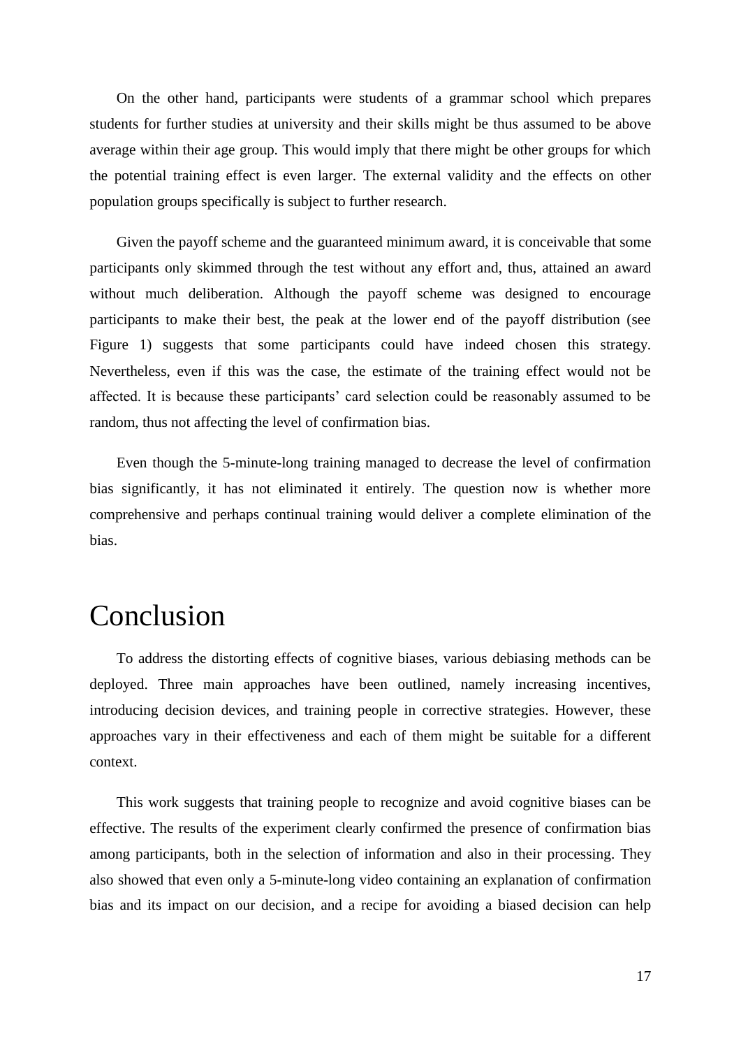On the other hand, participants were students of a grammar school which prepares students for further studies at university and their skills might be thus assumed to be above average within their age group. This would imply that there might be other groups for which the potential training effect is even larger. The external validity and the effects on other population groups specifically is subject to further research.

Given the payoff scheme and the guaranteed minimum award, it is conceivable that some participants only skimmed through the test without any effort and, thus, attained an award without much deliberation. Although the payoff scheme was designed to encourage participants to make their best, the peak at the lower end of the payoff distribution (see Figure 1) suggests that some participants could have indeed chosen this strategy. Nevertheless, even if this was the case, the estimate of the training effect would not be affected. It is because these participants' card selection could be reasonably assumed to be random, thus not affecting the level of confirmation bias.

Even though the 5-minute-long training managed to decrease the level of confirmation bias significantly, it has not eliminated it entirely. The question now is whether more comprehensive and perhaps continual training would deliver a complete elimination of the bias.

# Conclusion

To address the distorting effects of cognitive biases, various debiasing methods can be deployed. Three main approaches have been outlined, namely increasing incentives, introducing decision devices, and training people in corrective strategies. However, these approaches vary in their effectiveness and each of them might be suitable for a different context.

This work suggests that training people to recognize and avoid cognitive biases can be effective. The results of the experiment clearly confirmed the presence of confirmation bias among participants, both in the selection of information and also in their processing. They also showed that even only a 5-minute-long video containing an explanation of confirmation bias and its impact on our decision, and a recipe for avoiding a biased decision can help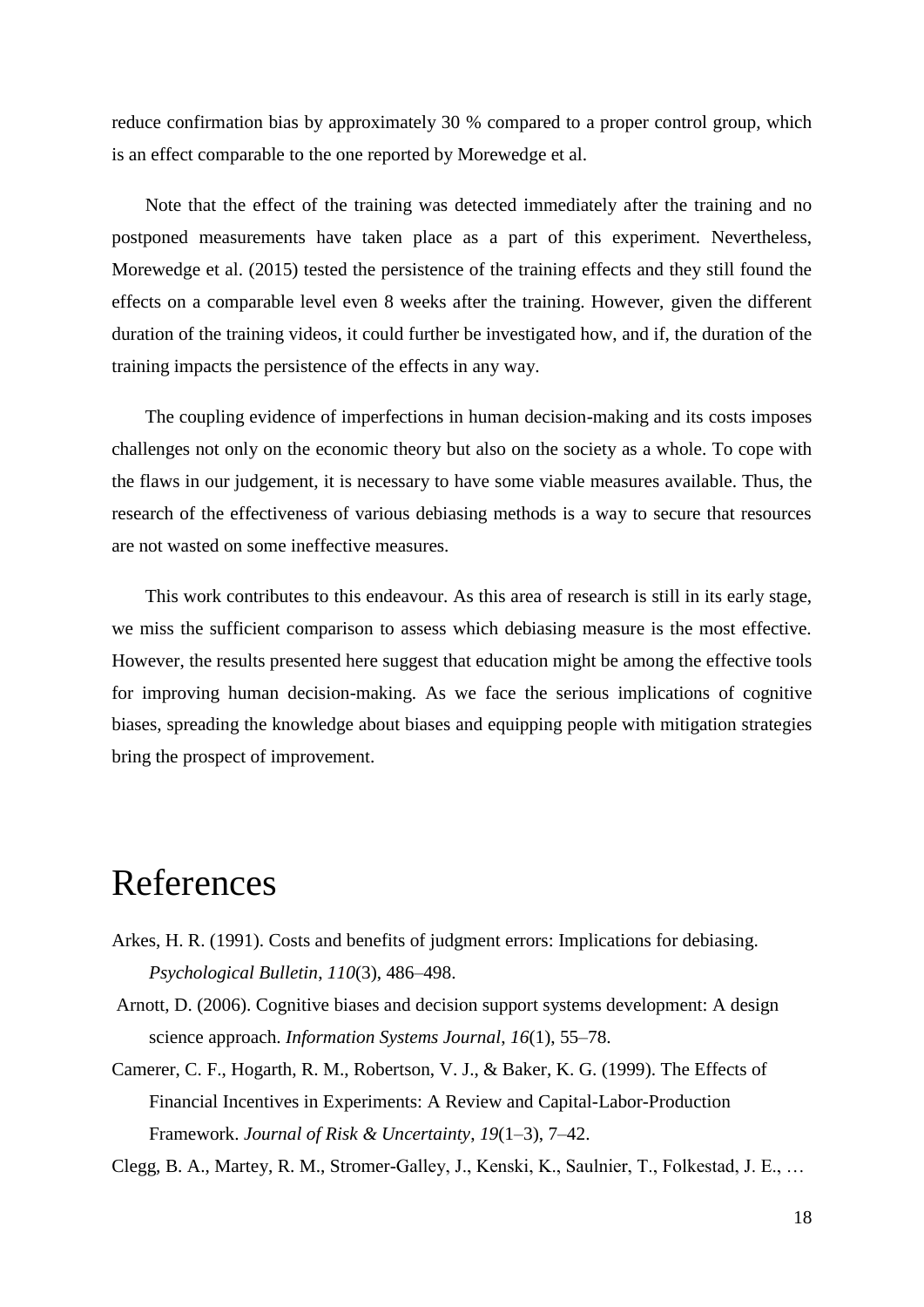reduce confirmation bias by approximately 30 % compared to a proper control group, which is an effect comparable to the one reported by Morewedge et al.

Note that the effect of the training was detected immediately after the training and no postponed measurements have taken place as a part of this experiment. Nevertheless, Morewedge et al. (2015) tested the persistence of the training effects and they still found the effects on a comparable level even 8 weeks after the training. However, given the different duration of the training videos, it could further be investigated how, and if, the duration of the training impacts the persistence of the effects in any way.

The coupling evidence of imperfections in human decision-making and its costs imposes challenges not only on the economic theory but also on the society as a whole. To cope with the flaws in our judgement, it is necessary to have some viable measures available. Thus, the research of the effectiveness of various debiasing methods is a way to secure that resources are not wasted on some ineffective measures.

This work contributes to this endeavour. As this area of research is still in its early stage, we miss the sufficient comparison to assess which debiasing measure is the most effective. However, the results presented here suggest that education might be among the effective tools for improving human decision-making. As we face the serious implications of cognitive biases, spreading the knowledge about biases and equipping people with mitigation strategies bring the prospect of improvement.

# References

Arkes, H. R. (1991). Costs and benefits of judgment errors: Implications for debiasing. *Psychological Bulletin*, *110*(3), 486–498.

Arnott, D. (2006). Cognitive biases and decision support systems development: A design science approach. *Information Systems Journal*, *16*(1), 55–78.

Camerer, C. F., Hogarth, R. M., Robertson, V. J., & Baker, K. G. (1999). The Effects of Financial Incentives in Experiments: A Review and Capital-Labor-Production Framework. *Journal of Risk & Uncertainty*, *19*(1–3), 7–42.

Clegg, B. A., Martey, R. M., Stromer-Galley, J., Kenski, K., Saulnier, T., Folkestad, J. E., …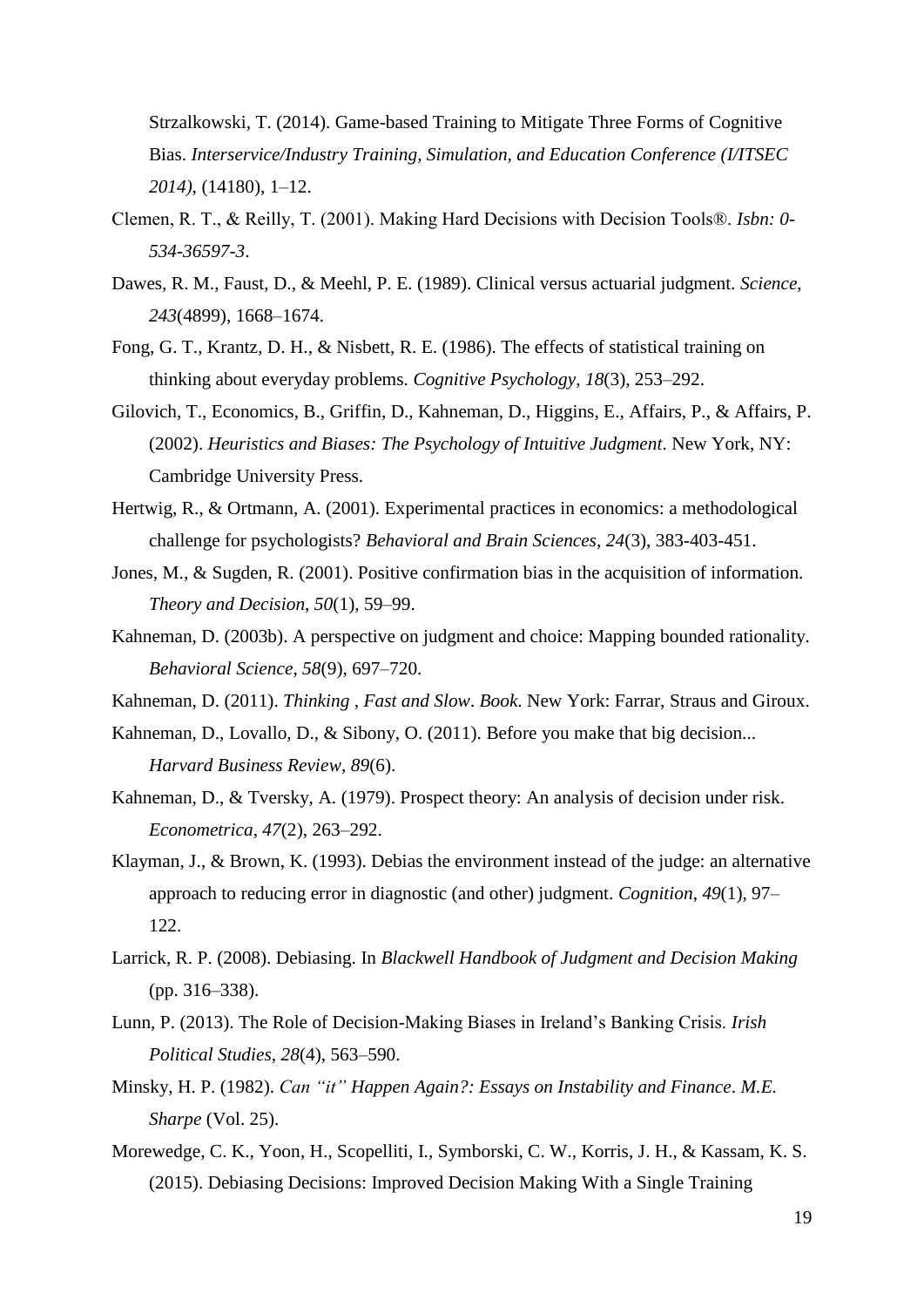Strzalkowski, T. (2014). Game-based Training to Mitigate Three Forms of Cognitive Bias. *Interservice/Industry Training, Simulation, and Education Conference (I/ITSEC 2014)*, (14180), 1–12.

Clemen, R. T., & Reilly, T. (2001). Making Hard Decisions with Decision Tools®. *Isbn: 0-534-36597-3*.

Dawes, R. M., Faust, D., & Meehl, P. E. (1989). Clinical versus actuarial judgment. *Science*, *243*(4899), 1668–1674.

Fong, G. T., Krantz, D. H., & Nisbett, R. E. (1986). The effects of statistical training on thinking about everyday problems. *Cognitive Psychology*, *18*(3), 253–292.

Gilovich, T., Economics, B., Griffin, D., Kahneman, D., Higgins, E., Affairs, P., & Affairs, P. (2002). *Heuristics and Biases: The Psychology of Intuitive Judgment*. New York, NY: Cambridge University Press.

Hertwig, R., & Ortmann, A. (2001). Experimental practices in economics: a methodological challenge for psychologists? *Behavioral and Brain Sciences*, *24*(3), 383-403-451.

Jones, M., & Sugden, R. (2001). Positive confirmation bias in the acquisition of information. *Theory and Decision*, *50*(1), 59–99.

Kahneman, D. (2003b). A perspective on judgment and choice: Mapping bounded rationality. *Behavioral Science*, *58*(9), 697–720.

Kahneman, D. (2011). *Thinking , Fast and Slow*. *Book*. New York: Farrar, Straus and Giroux.

Kahneman, D., Lovallo, D., & Sibony, O. (2011). Before you make that big decision... *Harvard Business Review*, *89*(6).

Kahneman, D., & Tversky, A. (1979). Prospect theory: An analysis of decision under risk. *Econometrica*, *47*(2), 263–292.

Klayman, J., & Brown, K. (1993). Debias the environment instead of the judge: an alternative approach to reducing error in diagnostic (and other) judgment. *Cognition*, *49*(1), 97–122.

Larrick, R. P. (2008). Debiasing. In *Blackwell Handbook of Judgment and Decision Making* (pp. 316–338).

Lunn, P. (2013). The Role of Decision-Making Biases in Ireland's Banking Crisis. *Irish Political Studies*, *28*(4), 563–590.

Minsky, H. P. (1982). *Can "it" Happen Again?: Essays on Instability and Finance*. *M.E. Sharpe* (Vol. 25).

Morewedge, C. K., Yoon, H., Scopelliti, I., Symborski, C. W., Korris, J. H., & Kassam, K. S. (2015). Debiasing Decisions: Improved Decision Making With a Single Training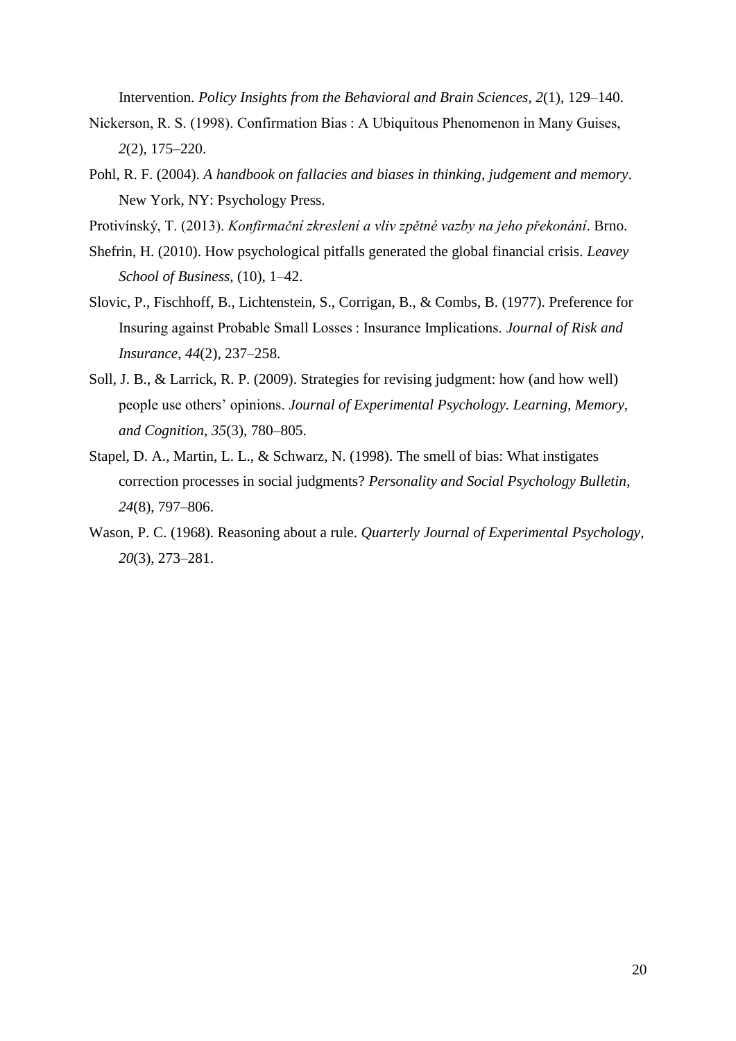Intervention. *Policy Insights from the Behavioral and Brain Sciences*, *2*(1), 129–140.

Nickerson, R. S. (1998). Confirmation Bias : A Ubiquitous Phenomenon in Many Guises, *2*(2), 175–220.

Pohl, R. F. (2004). *A handbook on fallacies and biases in thinking, judgement and memory*. New York, NY: Psychology Press.

Protivínský, T. (2013). *Konfirmační zkreslení a vliv zpětné vazby na jeho překonání*. Brno.

Shefrin, H. (2010). How psychological pitfalls generated the global financial crisis. *Leavey School of Business*, (10), 1–42.

Slovic, P., Fischhoff, B., Lichtenstein, S., Corrigan, B., & Combs, B. (1977). Preference for Insuring against Probable Small Losses : Insurance Implications. *Journal of Risk and Insurance*, *44*(2), 237–258.

Soll, J. B., & Larrick, R. P. (2009). Strategies for revising judgment: how (and how well) people use others' opinions. *Journal of Experimental Psychology. Learning, Memory, and Cognition*, *35*(3), 780–805.

Stapel, D. A., Martin, L. L., & Schwarz, N. (1998). The smell of bias: What instigates correction processes in social judgments? *Personality and Social Psychology Bulletin*, *24*(8), 797–806.

Wason, P. C. (1968). Reasoning about a rule. *Quarterly Journal of Experimental Psychology*, *20*(3), 273–281.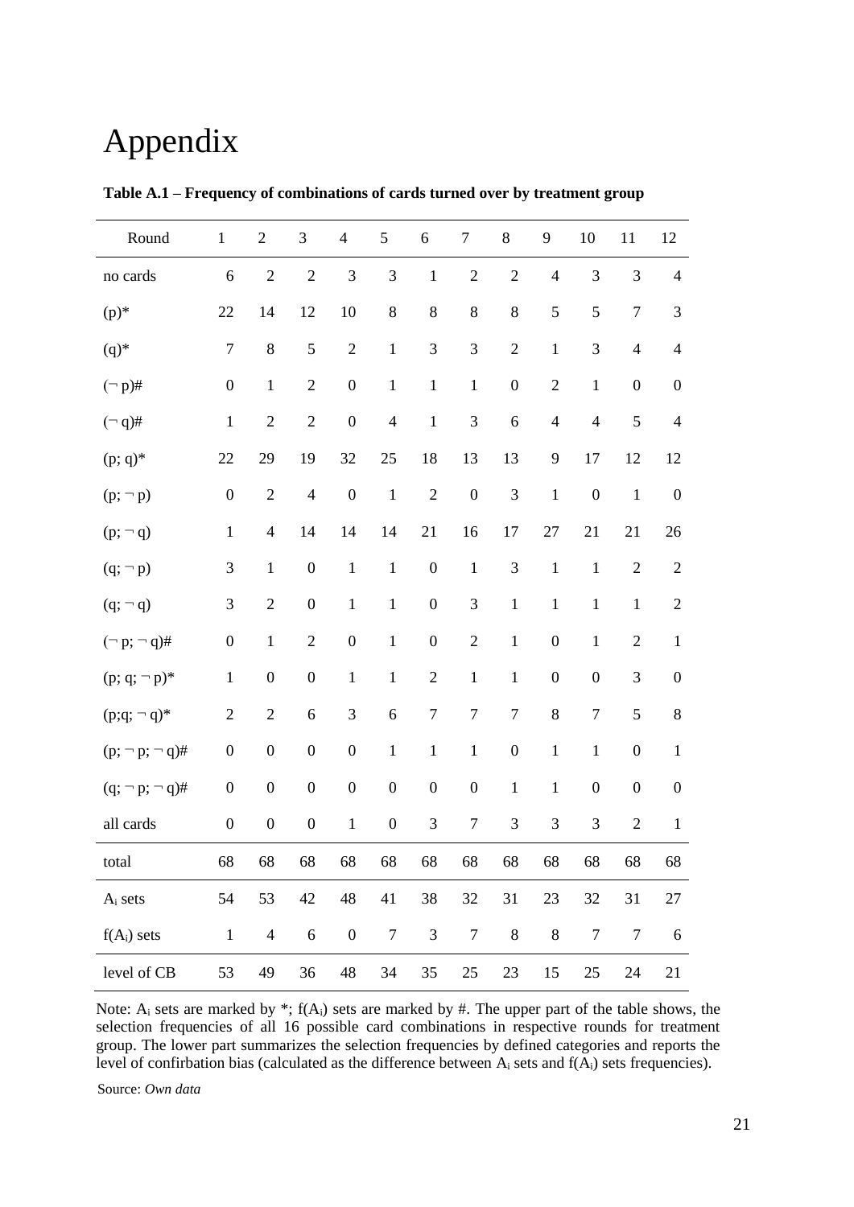# Appendix

**Table A.1 – Frequency of combinations of cards turned over by treatment group**

| Round | 1 | 2 | 3 | 4 | 5 | 6 | 7 | 8 | 9 | 10 | 11 | 12 |
|---|---|---|---|---|---|---|---|---|---|---|---|---|
| no cards | 6 | 2 | 2 | 3 | 3 | 1 | 2 | 2 | 4 | 3 | 3 | 4 |
| (p)* | 22 | 14 | 12 | 10 | 8 | 8 | 8 | 8 | 5 | 5 | 7 | 3 |
| (q)* | 7 | 8 | 5 | 2 | 1 | 3 | 3 | 2 | 1 | 3 | 4 | 4 |
| (¬ p)# | 0 | 1 | 2 | 0 | 1 | 1 | 1 | 0 | 2 | 1 | 0 | 0 |
| (¬ q)# | 1 | 2 | 2 | 0 | 4 | 1 | 3 | 6 | 4 | 4 | 5 | 4 |
| (p; q)* | 22 | 29 | 19 | 32 | 25 | 18 | 13 | 13 | 9 | 17 | 12 | 12 |
| (p; ¬ p) | 0 | 2 | 4 | 0 | 1 | 2 | 0 | 3 | 1 | 0 | 1 | 0 |
| (p; ¬ q) | 1 | 4 | 14 | 14 | 14 | 21 | 16 | 17 | 27 | 21 | 21 | 26 |
| (q; ¬ p) | 3 | 1 | 0 | 1 | 1 | 0 | 1 | 3 | 1 | 1 | 2 | 2 |
| (q; ¬ q) | 3 | 2 | 0 | 1 | 1 | 0 | 3 | 1 | 1 | 1 | 1 | 2 |
| (¬ p; ¬ q)# | 0 | 1 | 2 | 0 | 1 | 0 | 2 | 1 | 0 | 1 | 2 | 1 |
| (p; q; ¬ p)* | 1 | 0 | 0 | 1 | 1 | 2 | 1 | 1 | 0 | 0 | 3 | 0 |
| (p;q; ¬ q)* | 2 | 2 | 6 | 3 | 6 | 7 | 7 | 7 | 8 | 7 | 5 | 8 |
| (p; ¬ p; ¬ q)# | 0 | 0 | 0 | 0 | 1 | 1 | 1 | 0 | 1 | 1 | 0 | 1 |
| (q; ¬ p; ¬ q)# | 0 | 0 | 0 | 0 | 0 | 0 | 0 | 1 | 1 | 0 | 0 | 0 |
| all cards | 0 | 0 | 0 | 1 | 0 | 3 | 7 | 3 | 3 | 3 | 2 | 1 |
| total | 68 | 68 | 68 | 68 | 68 | 68 | 68 | 68 | 68 | 68 | 68 | 68 |
| $A_i$ sets | 54 | 53 | 42 | 48 | 41 | 38 | 32 | 31 | 23 | 32 | 31 | 27 |
| $f(A_i)$ sets | 1 | 4 | 6 | 0 | 7 | 3 | 7 | 8 | 8 | 7 | 7 | 6 |
| level of CB | 53 | 49 | 36 | 48 | 34 | 35 | 25 | 23 | 15 | 25 | 24 | 21 |

Note: $A_i$ sets are marked by *; $f(A_i)$ sets are marked by #. The upper part of the table shows, the selection frequencies of all 16 possible card combinations in respective rounds for treatment group. The lower part summarizes the selection frequencies by defined categories and reports the level of confirbation bias (calculated as the difference between $A_i$ sets and $f(A_i)$ sets frequencies).

Source: *Own data*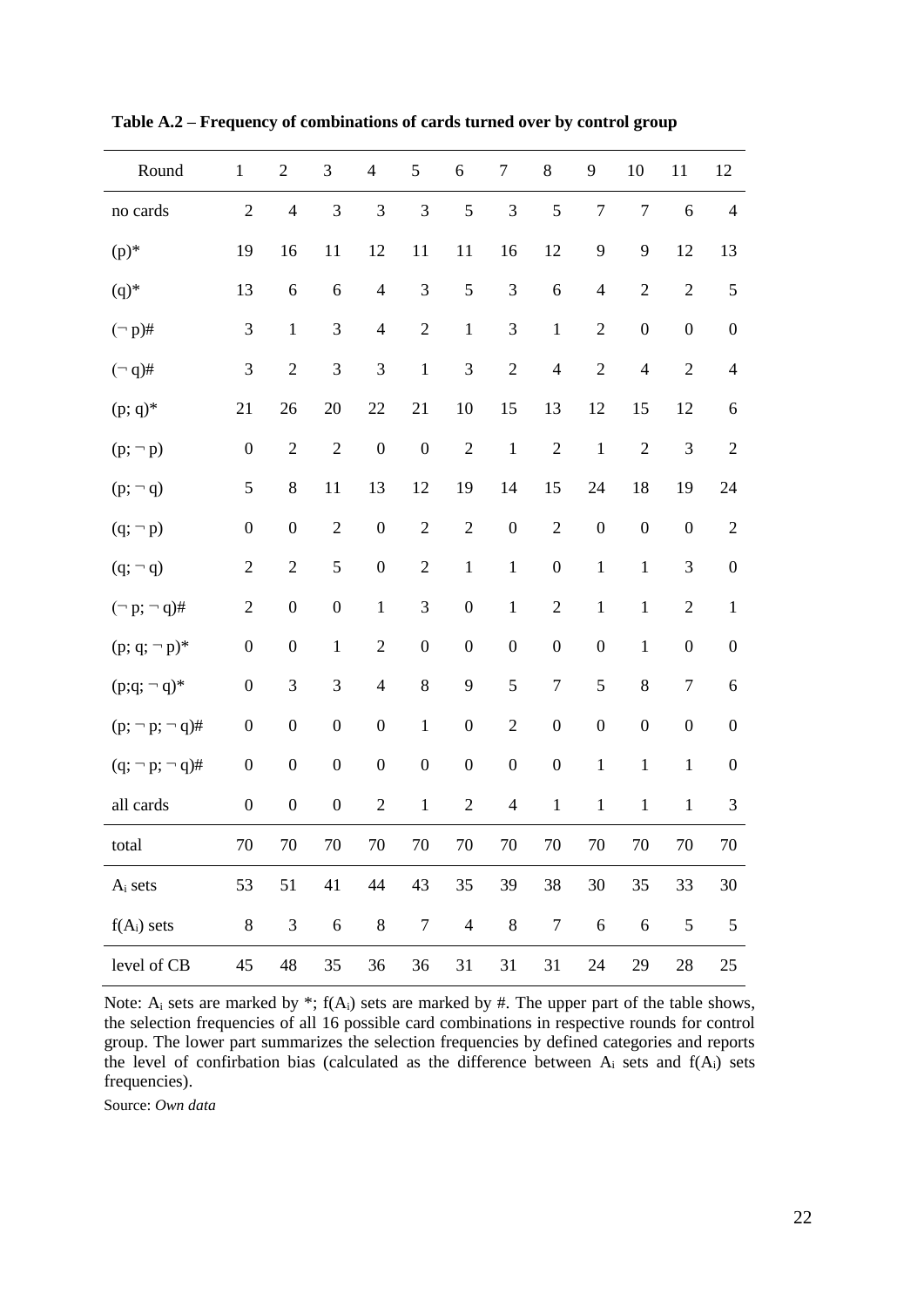**Table A.2 – Frequency of combinations of cards turned over by control group**

| Round | 1 | 2 | 3 | 4 | 5 | 6 | 7 | 8 | 9 | 10 | 11 | 12 |
|---|---|---|---|---|---|---|---|---|---|---|---|---|
| no cards | 2 | 4 | 3 | 3 | 3 | 5 | 3 | 5 | 7 | 7 | 6 | 4 |
| (p)* | 19 | 16 | 11 | 12 | 11 | 11 | 16 | 12 | 9 | 9 | 12 | 13 |
| (q)* | 13 | 6 | 6 | 4 | 3 | 5 | 3 | 6 | 4 | 2 | 2 | 5 |
| (¬ p)# | 3 | 1 | 3 | 4 | 2 | 1 | 3 | 1 | 2 | 0 | 0 | 0 |
| (¬ q)# | 3 | 2 | 3 | 3 | 1 | 3 | 2 | 4 | 2 | 4 | 2 | 4 |
| (p; q)* | 21 | 26 | 20 | 22 | 21 | 10 | 15 | 13 | 12 | 15 | 12 | 6 |
| (p; ¬ p) | 0 | 2 | 2 | 0 | 0 | 2 | 1 | 2 | 1 | 2 | 3 | 2 |
| (p; ¬ q) | 5 | 8 | 11 | 13 | 12 | 19 | 14 | 15 | 24 | 18 | 19 | 24 |
| (q; ¬ p) | 0 | 0 | 2 | 0 | 2 | 2 | 0 | 2 | 0 | 0 | 0 | 2 |
| (q; ¬ q) | 2 | 2 | 5 | 0 | 2 | 1 | 1 | 0 | 1 | 1 | 3 | 0 |
| (¬ p; ¬ q)# | 2 | 0 | 0 | 1 | 3 | 0 | 1 | 2 | 1 | 1 | 2 | 1 |
| (p; q; ¬ p)* | 0 | 0 | 1 | 2 | 0 | 0 | 0 | 0 | 0 | 1 | 0 | 0 |
| (p;q; ¬ q)* | 0 | 3 | 3 | 4 | 8 | 9 | 5 | 7 | 5 | 8 | 7 | 6 |
| (p; ¬ p; ¬ q)# | 0 | 0 | 0 | 0 | 1 | 0 | 2 | 0 | 0 | 0 | 0 | 0 |
| (q; ¬ p; ¬ q)# | 0 | 0 | 0 | 0 | 0 | 0 | 0 | 0 | 1 | 1 | 1 | 0 |
| all cards | 0 | 0 | 0 | 2 | 1 | 2 | 4 | 1 | 1 | 1 | 1 | 3 |
| total | 70 | 70 | 70 | 70 | 70 | 70 | 70 | 70 | 70 | 70 | 70 | 70 |
| $A_i$ sets | 53 | 51 | 41 | 44 | 43 | 35 | 39 | 38 | 30 | 35 | 33 | 30 |
| $f(A_i)$ sets | 8 | 3 | 6 | 8 | 7 | 4 | 8 | 7 | 6 | 6 | 5 | 5 |
| level of CB | 45 | 48 | 35 | 36 | 36 | 31 | 31 | 31 | 24 | 29 | 28 | 25 |

Note: $A_i$ sets are marked by *; $f(A_i)$ sets are marked by #. The upper part of the table shows, the selection frequencies of all 16 possible card combinations in respective rounds for control group. The lower part summarizes the selection frequencies by defined categories and reports the level of confirbation bias (calculated as the difference between $A_i$ sets and $f(A_i)$ sets frequencies).

Source: *Own data*